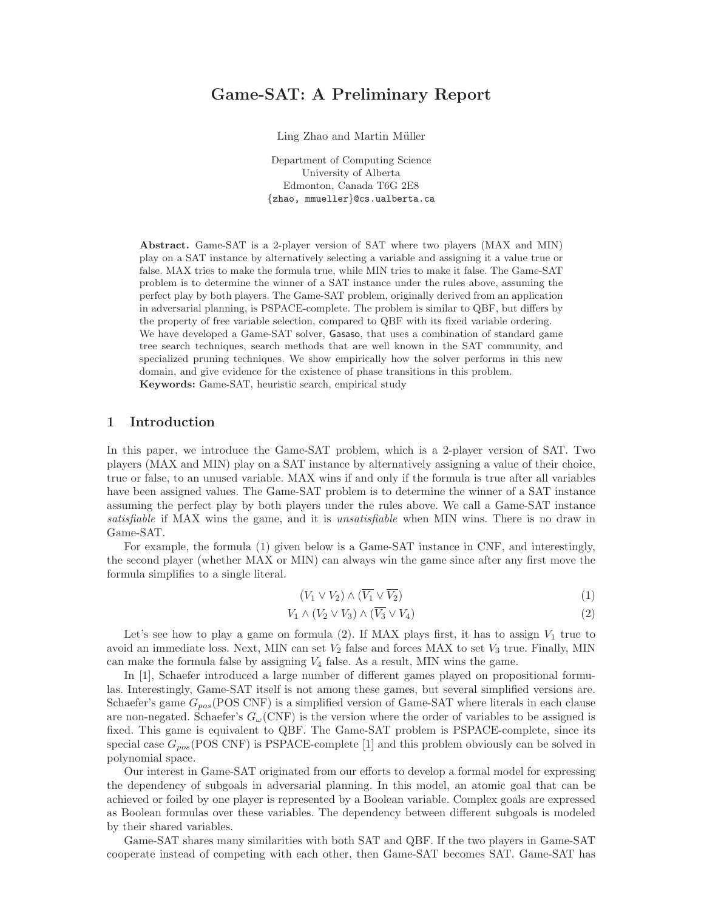# Game-SAT: A Preliminary Report

Ling Zhao and Martin Müller

Department of Computing Science
University of Alberta
Edmonton, Canada T6G 2E8
{zhao, mmueller}@cs.ualberta.ca

**Abstract.** Game-SAT is a 2-player version of SAT where two players (MAX and MIN) play on a SAT instance by alternatively selecting a variable and assigning it a value true or false. MAX tries to make the formula true, while MIN tries to make it false. The Game-SAT problem is to determine the winner of a SAT instance under the rules above, assuming the perfect play by both players. The Game-SAT problem, originally derived from an application in adversarial planning, is PSPACE-complete. The problem is similar to QBF, but differs by the property of free variable selection, compared to QBF with its fixed variable ordering. We have developed a Game-SAT solver, Gasaso, that uses a combination of standard game tree search techniques, search methods that are well known in the SAT community, and specialized pruning techniques. We show empirically how the solver performs in this new domain, and give evidence for the existence of phase transitions in this problem.
**Keywords:** Game-SAT, heuristic search, empirical study

## 1 Introduction

In this paper, we introduce the Game-SAT problem, which is a 2-player version of SAT. Two players (MAX and MIN) play on a SAT instance by alternatively assigning a value of their choice, true or false, to an unused variable. MAX wins if and only if the formula is true after all variables have been assigned values. The Game-SAT problem is to determine the winner of a SAT instance assuming the perfect play by both players under the rules above. We call a Game-SAT instance *satisfiable* if MAX wins the game, and it is *unsatisfiable* when MIN wins. There is no draw in Game-SAT.

For example, the formula (1) given below is a Game-SAT instance in CNF, and interestingly, the second player (whether MAX or MIN) can always win the game since after any first move the formula simplifies to a single literal.

$$(V_1 \vee V_2) \wedge (\overline{V_1} \vee \overline{V_2}) \tag{1}$$

$$V_1 \wedge (V_2 \vee V_3) \wedge (\overline{V_3} \vee V_4) \tag{2}$$

Let's see how to play a game on formula (2). If MAX plays first, it has to assign $V_1$ true to avoid an immediate loss. Next, MIN can set $V_2$ false and forces MAX to set $V_3$ true. Finally, MIN can make the formula false by assigning $V_4$ false. As a result, MIN wins the game.

In [1], Schaefer introduced a large number of different games played on propositional formulas. Interestingly, Game-SAT itself is not among these games, but several simplified versions are. Schaefer's game $G_{pos}$(POS CNF) is a simplified version of Game-SAT where literals in each clause are non-negated. Schaefer's $G_{\omega}$(CNF) is the version where the order of variables to be assigned is fixed. This game is equivalent to QBF. The Game-SAT problem is PSPACE-complete, since its special case $G_{pos}$(POS CNF) is PSPACE-complete [1] and this problem obviously can be solved in polynomial space.

Our interest in Game-SAT originated from our efforts to develop a formal model for expressing the dependency of subgoals in adversarial planning. In this model, an atomic goal that can be achieved or foiled by one player is represented by a Boolean variable. Complex goals are expressed as Boolean formulas over these variables. The dependency between different subgoals is modeled by their shared variables.

Game-SAT shares many similarities with both SAT and QBF. If the two players in Game-SAT cooperate instead of competing with each other, then Game-SAT becomes SAT. Game-SAT has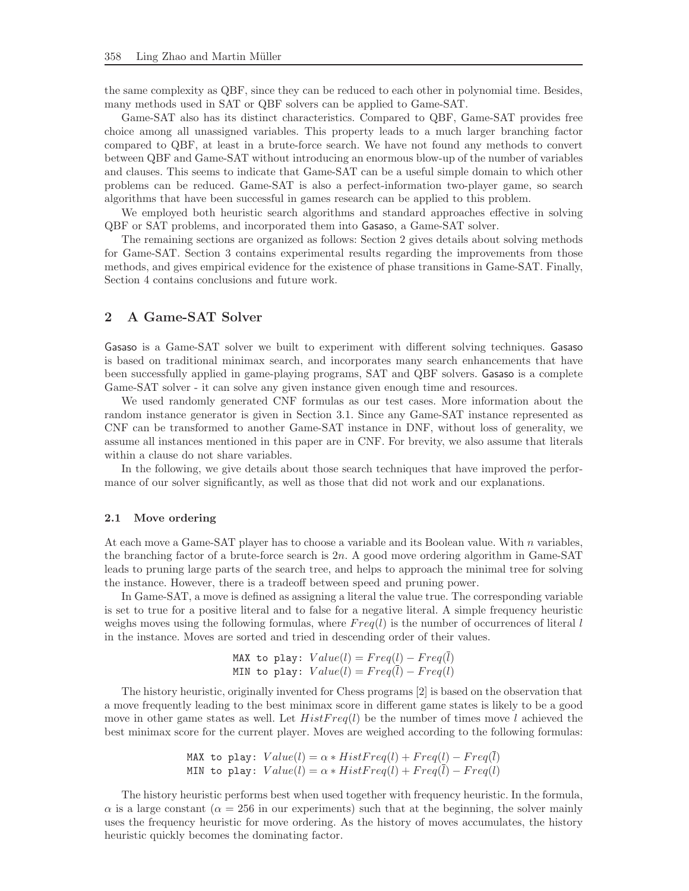the same complexity as QBF, since they can be reduced to each other in polynomial time. Besides, many methods used in SAT or QBF solvers can be applied to Game-SAT.

Game-SAT also has its distinct characteristics. Compared to QBF, Game-SAT provides free choice among all unassigned variables. This property leads to a much larger branching factor compared to QBF, at least in a brute-force search. We have not found any methods to convert between QBF and Game-SAT without introducing an enormous blow-up of the number of variables and clauses. This seems to indicate that Game-SAT can be a useful simple domain to which other problems can be reduced. Game-SAT is also a perfect-information two-player game, so search algorithms that have been successful in games research can be applied to this problem.

We employed both heuristic search algorithms and standard approaches effective in solving QBF or SAT problems, and incorporated them into Gasaso, a Game-SAT solver.

The remaining sections are organized as follows: Section 2 gives details about solving methods for Game-SAT. Section 3 contains experimental results regarding the improvements from those methods, and gives empirical evidence for the existence of phase transitions in Game-SAT. Finally, Section 4 contains conclusions and future work.

## 2 A Game-SAT Solver

Gasaso is a Game-SAT solver we built to experiment with different solving techniques. Gasaso is based on traditional minimax search, and incorporates many search enhancements that have been successfully applied in game-playing programs, SAT and QBF solvers. Gasaso is a complete Game-SAT solver - it can solve any given instance given enough time and resources.

We used randomly generated CNF formulas as our test cases. More information about the random instance generator is given in Section 3.1. Since any Game-SAT instance represented as CNF can be transformed to another Game-SAT instance in DNF, without loss of generality, we assume all instances mentioned in this paper are in CNF. For brevity, we also assume that literals within a clause do not share variables.

In the following, we give details about those search techniques that have improved the performance of our solver significantly, as well as those that did not work and our explanations.

### 2.1 Move ordering

At each move a Game-SAT player has to choose a variable and its Boolean value. With $n$ variables, the branching factor of a brute-force search is $2n$. A good move ordering algorithm in Game-SAT leads to pruning large parts of the search tree, and helps to approach the minimal tree for solving the instance. However, there is a tradeoff between speed and pruning power.

In Game-SAT, a move is defined as assigning a literal the value true. The corresponding variable is set to true for a positive literal and to false for a negative literal. A simple frequency heuristic weighs moves using the following formulas, where $Freq(l)$ is the number of occurrences of literal $l$ in the instance. Moves are sorted and tried in descending order of their values.

$$\texttt{MAX to play: } Value(l) = Freq(l) - Freq(\bar{l})$$
$$\texttt{MIN to play: } Value(l) = Freq(\bar{l}) - Freq(l)$$

The history heuristic, originally invented for Chess programs [2] is based on the observation that a move frequently leading to the best minimax score in different game states is likely to be a good move in other game states as well. Let $HistFreq(l)$ be the number of times move $l$ achieved the best minimax score for the current player. Moves are weighed according to the following formulas:

$$\texttt{MAX to play: } Value(l) = \alpha * HistFreq(l) + Freq(l) - Freq(\bar{l})$$
$$\texttt{MIN to play: } Value(l) = \alpha * HistFreq(l) + Freq(\bar{l}) - Freq(l)$$

The history heuristic performs best when used together with frequency heuristic. In the formula, $\alpha$ is a large constant ($\alpha = 256$ in our experiments) such that at the beginning, the solver mainly uses the frequency heuristic for move ordering. As the history of moves accumulates, the history heuristic quickly becomes the dominating factor.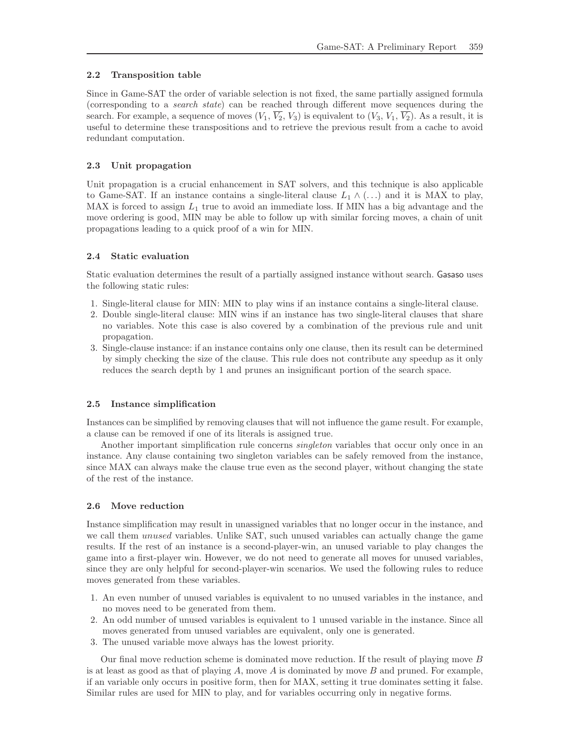### 2.2 Transposition table

Since in Game-SAT the order of variable selection is not fixed, the same partially assigned formula (corresponding to a *search state*) can be reached through different move sequences during the search. For example, a sequence of moves ($V_1$, $\overline{V_2}$, $V_3$) is equivalent to ($V_3$, $V_1$, $\overline{V_2}$). As a result, it is useful to determine these transpositions and to retrieve the previous result from a cache to avoid redundant computation.

### 2.3 Unit propagation

Unit propagation is a crucial enhancement in SAT solvers, and this technique is also applicable to Game-SAT. If an instance contains a single-literal clause $L_1 \wedge (\ldots)$ and it is MAX to play, MAX is forced to assign $L_1$ true to avoid an immediate loss. If MIN has a big advantage and the move ordering is good, MIN may be able to follow up with similar forcing moves, a chain of unit propagations leading to a quick proof of a win for MIN.

### 2.4 Static evaluation

Static evaluation determines the result of a partially assigned instance without search. Gasaso uses the following static rules:

1. Single-literal clause for MIN: MIN to play wins if an instance contains a single-literal clause.
2. Double single-literal clause: MIN wins if an instance has two single-literal clauses that share no variables. Note this case is also covered by a combination of the previous rule and unit propagation.
3. Single-clause instance: if an instance contains only one clause, then its result can be determined by simply checking the size of the clause. This rule does not contribute any speedup as it only reduces the search depth by 1 and prunes an insignificant portion of the search space.

### 2.5 Instance simplification

Instances can be simplified by removing clauses that will not influence the game result. For example, a clause can be removed if one of its literals is assigned true.

Another important simplification rule concerns *singleton* variables that occur only once in an instance. Any clause containing two singleton variables can be safely removed from the instance, since MAX can always make the clause true even as the second player, without changing the state of the rest of the instance.

### 2.6 Move reduction

Instance simplification may result in unassigned variables that no longer occur in the instance, and we call them *unused* variables. Unlike SAT, such unused variables can actually change the game results. If the rest of an instance is a second-player-win, an unused variable to play changes the game into a first-player win. However, we do not need to generate all moves for unused variables, since they are only helpful for second-player-win scenarios. We used the following rules to reduce moves generated from these variables.

1. An even number of unused variables is equivalent to no unused variables in the instance, and no moves need to be generated from them.
2. An odd number of unused variables is equivalent to 1 unused variable in the instance. Since all moves generated from unused variables are equivalent, only one is generated.
3. The unused variable move always has the lowest priority.

Our final move reduction scheme is dominated move reduction. If the result of playing move $B$ is at least as good as that of playing $A$, move $A$ is dominated by move $B$ and pruned. For example, if an variable only occurs in positive form, then for MAX, setting it true dominates setting it false. Similar rules are used for MIN to play, and for variables occurring only in negative forms.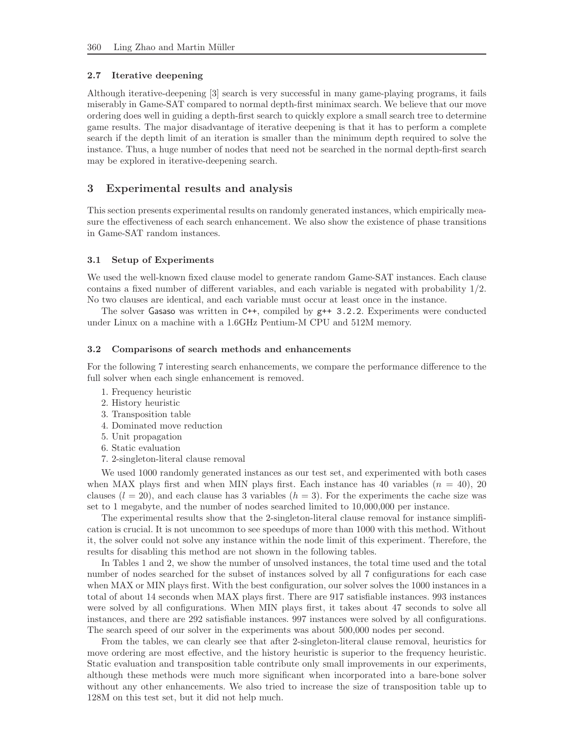### 2.7 Iterative deepening

Although iterative-deepening [3] search is very successful in many game-playing programs, it fails miserably in Game-SAT compared to normal depth-first minimax search. We believe that our move ordering does well in guiding a depth-first search to quickly explore a small search tree to determine game results. The major disadvantage of iterative deepening is that it has to perform a complete search if the depth limit of an iteration is smaller than the minimum depth required to solve the instance. Thus, a huge number of nodes that need not be searched in the normal depth-first search may be explored in iterative-deepening search.

## 3 Experimental results and analysis

This section presents experimental results on randomly generated instances, which empirically measure the effectiveness of each search enhancement. We also show the existence of phase transitions in Game-SAT random instances.

### 3.1 Setup of Experiments

We used the well-known fixed clause model to generate random Game-SAT instances. Each clause contains a fixed number of different variables, and each variable is negated with probability 1/2. No two clauses are identical, and each variable must occur at least once in the instance.

The solver Gasaso was written in C++, compiled by g++ 3.2.2. Experiments were conducted under Linux on a machine with a 1.6GHz Pentium-M CPU and 512M memory.

### 3.2 Comparisons of search methods and enhancements

For the following 7 interesting search enhancements, we compare the performance difference to the full solver when each single enhancement is removed.

1. Frequency heuristic
2. History heuristic
3. Transposition table
4. Dominated move reduction
5. Unit propagation
6. Static evaluation
7. 2-singleton-literal clause removal

We used 1000 randomly generated instances as our test set, and experimented with both cases when MAX plays first and when MIN plays first. Each instance has 40 variables ($n = 40$), 20 clauses ($l = 20$), and each clause has 3 variables ($h = 3$). For the experiments the cache size was set to 1 megabyte, and the number of nodes searched limited to 10,000,000 per instance.

The experimental results show that the 2-singleton-literal clause removal for instance simplification is crucial. It is not uncommon to see speedups of more than 1000 with this method. Without it, the solver could not solve any instance within the node limit of this experiment. Therefore, the results for disabling this method are not shown in the following tables.

In Tables 1 and 2, we show the number of unsolved instances, the total time used and the total number of nodes searched for the subset of instances solved by all 7 configurations for each case when MAX or MIN plays first. With the best configuration, our solver solves the 1000 instances in a total of about 14 seconds when MAX plays first. There are 917 satisfiable instances. 993 instances were solved by all configurations. When MIN plays first, it takes about 47 seconds to solve all instances, and there are 292 satisfiable instances. 997 instances were solved by all configurations. The search speed of our solver in the experiments was about 500,000 nodes per second.

From the tables, we can clearly see that after 2-singleton-literal clause removal, heuristics for move ordering are most effective, and the history heuristic is superior to the frequency heuristic. Static evaluation and transposition table contribute only small improvements in our experiments, although these methods were much more significant when incorporated into a bare-bone solver without any other enhancements. We also tried to increase the size of transposition table up to 128M on this test set, but it did not help much.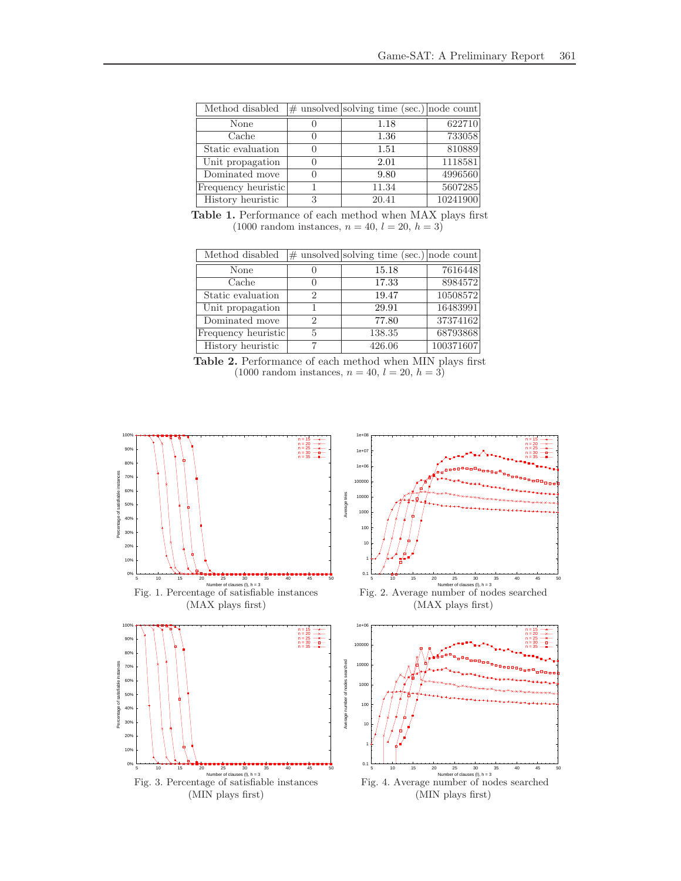| Method disabled | # unsolved | solving time (sec.) | node count |
|---|---|---|---|
| None | 0 | 1.18 | 622710 |
| Cache | 0 | 1.36 | 733058 |
| Static evaluation | 0 | 1.51 | 810889 |
| Unit propagation | 0 | 2.01 | 1118581 |
| Dominated move | 0 | 9.80 | 4996560 |
| Frequency heuristic | 1 | 11.34 | 5607285 |
| History heuristic | 3 | 20.41 | 10241900 |

**Table 1.** Performance of each method when MAX plays first (1000 random instances, $n = 40$, $l = 20$, $h = 3$)

| Method disabled | # unsolved | solving time (sec.) | node count |
|---|---|---|---|
| None | 0 | 15.18 | 7616448 |
| Cache | 0 | 17.33 | 8984572 |
| Static evaluation | 2 | 19.47 | 10508572 |
| Unit propagation | 1 | 29.91 | 16483991 |
| Dominated move | 2 | 77.80 | 37374162 |
| Frequency heuristic | 5 | 138.35 | 68793868 |
| History heuristic | 7 | 426.06 | 100371607 |

**Table 2.** Performance of each method when MIN plays first (1000 random instances, $n = 40$, $l = 20$, $h = 3$)

Fig. 1. Percentage of satisfiable instances (MAX plays first)

Fig. 2. Average number of nodes searched (MAX plays first)

Fig. 3. Percentage of satisfiable instances (MIN plays first)

Fig. 4. Average number of nodes searched (MIN plays first)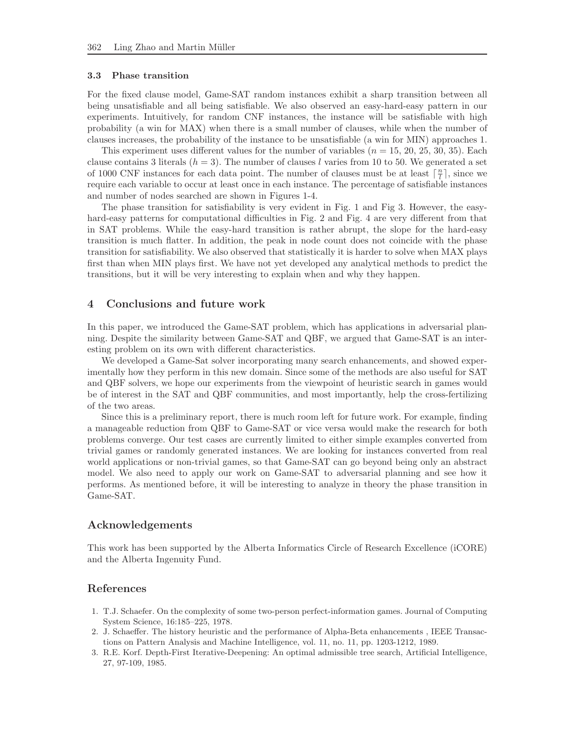### 3.3 Phase transition

For the fixed clause model, Game-SAT random instances exhibit a sharp transition between all being unsatisfiable and all being satisfiable. We also observed an easy-hard-easy pattern in our experiments. Intuitively, for random CNF instances, the instance will be satisfiable with high probability (a win for MAX) when there is a small number of clauses, while when the number of clauses increases, the probability of the instance to be unsatisfiable (a win for MIN) approaches 1.

This experiment uses different values for the number of variables ($n = 15, 20, 25, 30, 35$). Each clause contains 3 literals ($h = 3$). The number of clauses $l$ varies from 10 to 50. We generated a set of 1000 CNF instances for each data point. The number of clauses must be at least $\lceil \frac{n}{l} \rceil$, since we require each variable to occur at least once in each instance. The percentage of satisfiable instances and number of nodes searched are shown in Figures 1-4.

The phase transition for satisfiability is very evident in Fig. 1 and Fig 3. However, the easy-hard-easy patterns for computational difficulties in Fig. 2 and Fig. 4 are very different from that in SAT problems. While the easy-hard transition is rather abrupt, the slope for the hard-easy transition is much flatter. In addition, the peak in node count does not coincide with the phase transition for satisfiability. We also observed that statistically it is harder to solve when MAX plays first than when MIN plays first. We have not yet developed any analytical methods to predict the transitions, but it will be very interesting to explain when and why they happen.

## 4 Conclusions and future work

In this paper, we introduced the Game-SAT problem, which has applications in adversarial planning. Despite the similarity between Game-SAT and QBF, we argued that Game-SAT is an interesting problem on its own with different characteristics.

We developed a Game-Sat solver incorporating many search enhancements, and showed experimentally how they perform in this new domain. Since some of the methods are also useful for SAT and QBF solvers, we hope our experiments from the viewpoint of heuristic search in games would be of interest in the SAT and QBF communities, and most importantly, help the cross-fertilizing of the two areas.

Since this is a preliminary report, there is much room left for future work. For example, finding a manageable reduction from QBF to Game-SAT or vice versa would make the research for both problems converge. Our test cases are currently limited to either simple examples converted from trivial games or randomly generated instances. We are looking for instances converted from real world applications or non-trivial games, so that Game-SAT can go beyond being only an abstract model. We also need to apply our work on Game-SAT to adversarial planning and see how it performs. As mentioned before, it will be interesting to analyze in theory the phase transition in Game-SAT.

## Acknowledgements

This work has been supported by the Alberta Informatics Circle of Research Excellence (iCORE) and the Alberta Ingenuity Fund.

## References

1. T.J. Schaefer. On the complexity of some two-person perfect-information games. Journal of Computing System Science, 16:185–225, 1978.
2. J. Schaeffer. The history heuristic and the performance of Alpha-Beta enhancements , IEEE Transactions on Pattern Analysis and Machine Intelligence, vol. 11, no. 11, pp. 1203-1212, 1989.
3. R.E. Korf. Depth-First Iterative-Deepening: An optimal admissible tree search, Artificial Intelligence, 27, 97-109, 1985.